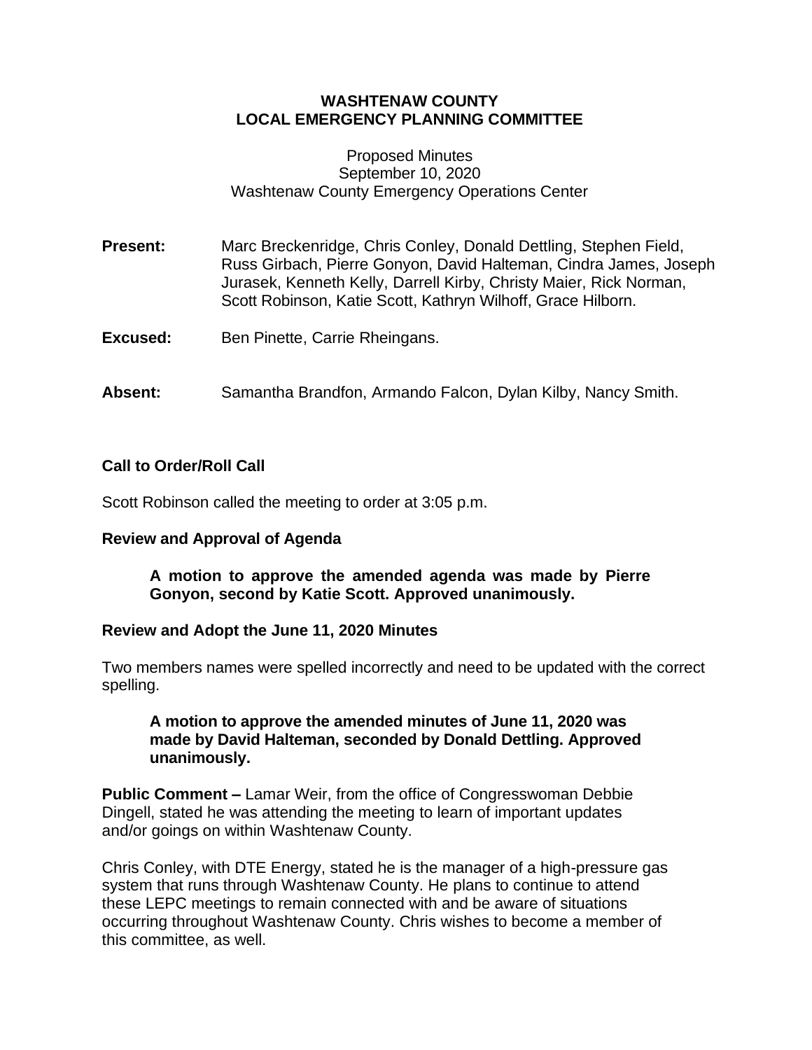# WASHTENAW COUNTY
# LOCAL EMERGENCY PLANNING COMMITTEE

Proposed Minutes
September 10, 2020
Washtenaw County Emergency Operations Center

**Present:** Marc Breckenridge, Chris Conley, Donald Dettling, Stephen Field, Russ Girbach, Pierre Gonyon, David Halteman, Cindra James, Joseph Jurasek, Kenneth Kelly, Darrell Kirby, Christy Maier, Rick Norman, Scott Robinson, Katie Scott, Kathryn Wilhoff, Grace Hilborn.

**Excused:** Ben Pinette, Carrie Rheingans.

**Absent:** Samantha Brandfon, Armando Falcon, Dylan Kilby, Nancy Smith.

### Call to Order/Roll Call

Scott Robinson called the meeting to order at 3:05 p.m.

### Review and Approval of Agenda

> **A motion to approve the amended agenda was made by Pierre Gonyon, second by Katie Scott. Approved unanimously.**

### Review and Adopt the June 11, 2020 Minutes

Two members names were spelled incorrectly and need to be updated with the correct spelling.

> **A motion to approve the amended minutes of June 11, 2020 was made by David Halteman, seconded by Donald Dettling. Approved unanimously.**

**Public Comment –** Lamar Weir, from the office of Congresswoman Debbie Dingell, stated he was attending the meeting to learn of important updates and/or goings on within Washtenaw County.

Chris Conley, with DTE Energy, stated he is the manager of a high-pressure gas system that runs through Washtenaw County. He plans to continue to attend these LEPC meetings to remain connected with and be aware of situations occurring throughout Washtenaw County. Chris wishes to become a member of this committee, as well.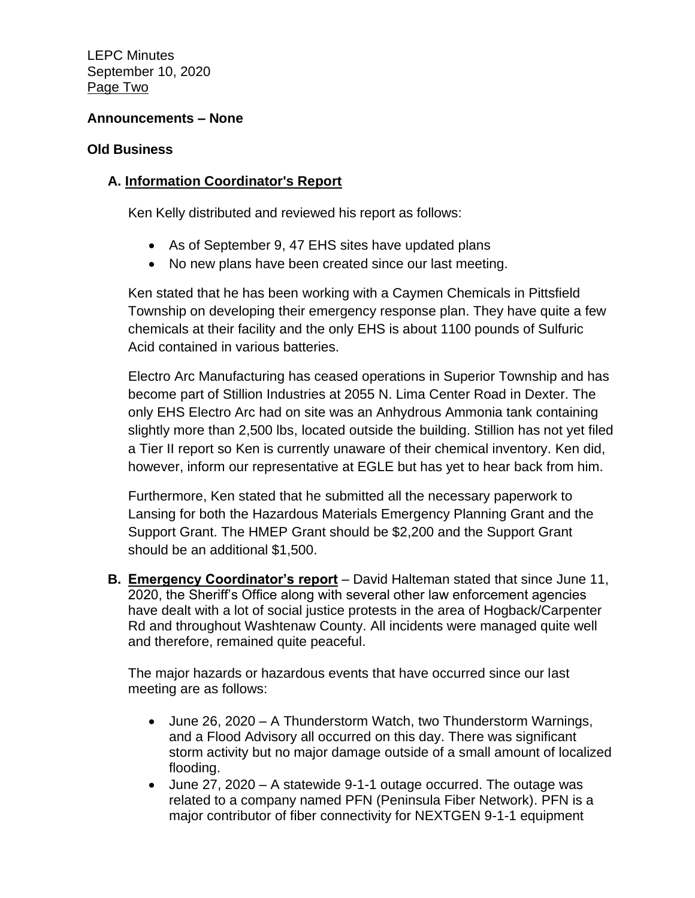**Announcements – None**

**Old Business**

**A. Information Coordinator's Report**

Ken Kelly distributed and reviewed his report as follows:

- As of September 9, 47 EHS sites have updated plans
- No new plans have been created since our last meeting.

Ken stated that he has been working with a Caymen Chemicals in Pittsfield Township on developing their emergency response plan. They have quite a few chemicals at their facility and the only EHS is about 1100 pounds of Sulfuric Acid contained in various batteries.

Electro Arc Manufacturing has ceased operations in Superior Township and has become part of Stillion Industries at 2055 N. Lima Center Road in Dexter. The only EHS Electro Arc had on site was an Anhydrous Ammonia tank containing slightly more than 2,500 lbs, located outside the building. Stillion has not yet filed a Tier II report so Ken is currently unaware of their chemical inventory. Ken did, however, inform our representative at EGLE but has yet to hear back from him.

Furthermore, Ken stated that he submitted all the necessary paperwork to Lansing for both the Hazardous Materials Emergency Planning Grant and the Support Grant. The HMEP Grant should be $2,200 and the Support Grant should be an additional $1,500.

**B. Emergency Coordinator's report** – David Halteman stated that since June 11, 2020, the Sheriff's Office along with several other law enforcement agencies have dealt with a lot of social justice protests in the area of Hogback/Carpenter Rd and throughout Washtenaw County. All incidents were managed quite well and therefore, remained quite peaceful.

The major hazards or hazardous events that have occurred since our last meeting are as follows:

- June 26, 2020 – A Thunderstorm Watch, two Thunderstorm Warnings, and a Flood Advisory all occurred on this day. There was significant storm activity but no major damage outside of a small amount of localized flooding.
- June 27, 2020 – A statewide 9-1-1 outage occurred. The outage was related to a company named PFN (Peninsula Fiber Network). PFN is a major contributor of fiber connectivity for NEXTGEN 9-1-1 equipment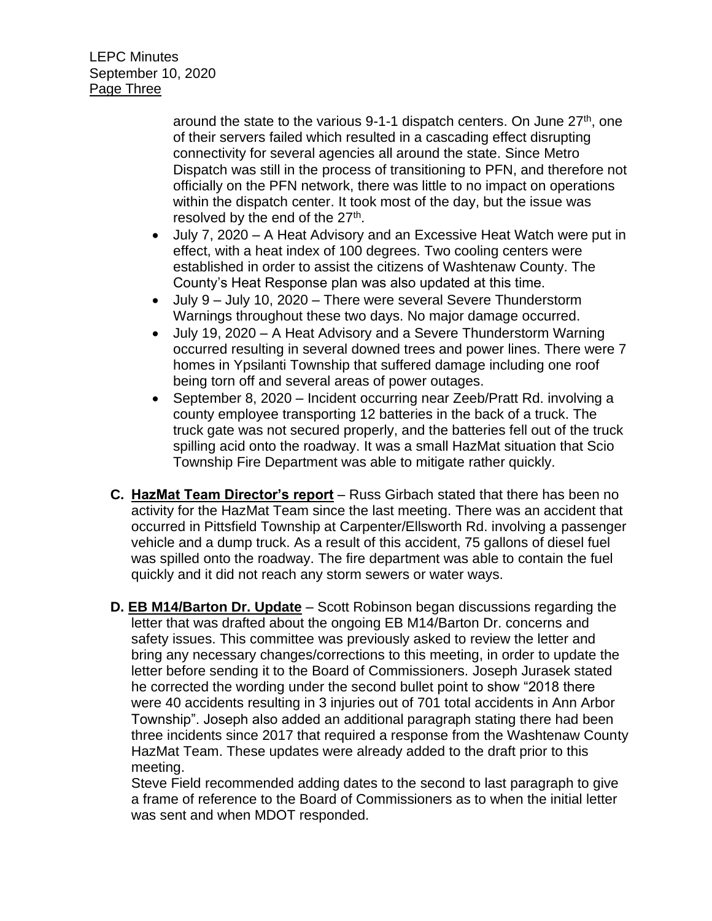around the state to the various 9-1-1 dispatch centers. On June 27th, one of their servers failed which resulted in a cascading effect disrupting connectivity for several agencies all around the state. Since Metro Dispatch was still in the process of transitioning to PFN, and therefore not officially on the PFN network, there was little to no impact on operations within the dispatch center. It took most of the day, but the issue was resolved by the end of the 27th.

- July 7, 2020 – A Heat Advisory and an Excessive Heat Watch were put in effect, with a heat index of 100 degrees. Two cooling centers were established in order to assist the citizens of Washtenaw County. The County's Heat Response plan was also updated at this time.
- July 9 – July 10, 2020 – There were several Severe Thunderstorm Warnings throughout these two days. No major damage occurred.
- July 19, 2020 – A Heat Advisory and a Severe Thunderstorm Warning occurred resulting in several downed trees and power lines. There were 7 homes in Ypsilanti Township that suffered damage including one roof being torn off and several areas of power outages.
- September 8, 2020 – Incident occurring near Zeeb/Pratt Rd. involving a county employee transporting 12 batteries in the back of a truck. The truck gate was not secured properly, and the batteries fell out of the truck spilling acid onto the roadway. It was a small HazMat situation that Scio Township Fire Department was able to mitigate rather quickly.

**C. HazMat Team Director's report** – Russ Girbach stated that there has been no activity for the HazMat Team since the last meeting. There was an accident that occurred in Pittsfield Township at Carpenter/Ellsworth Rd. involving a passenger vehicle and a dump truck. As a result of this accident, 75 gallons of diesel fuel was spilled onto the roadway. The fire department was able to contain the fuel quickly and it did not reach any storm sewers or water ways.

**D. EB M14/Barton Dr. Update** – Scott Robinson began discussions regarding the letter that was drafted about the ongoing EB M14/Barton Dr. concerns and safety issues. This committee was previously asked to review the letter and bring any necessary changes/corrections to this meeting, in order to update the letter before sending it to the Board of Commissioners. Joseph Jurasek stated he corrected the wording under the second bullet point to show "2018 there were 40 accidents resulting in 3 injuries out of 701 total accidents in Ann Arbor Township". Joseph also added an additional paragraph stating there had been three incidents since 2017 that required a response from the Washtenaw County HazMat Team. These updates were already added to the draft prior to this meeting.

Steve Field recommended adding dates to the second to last paragraph to give a frame of reference to the Board of Commissioners as to when the initial letter was sent and when MDOT responded.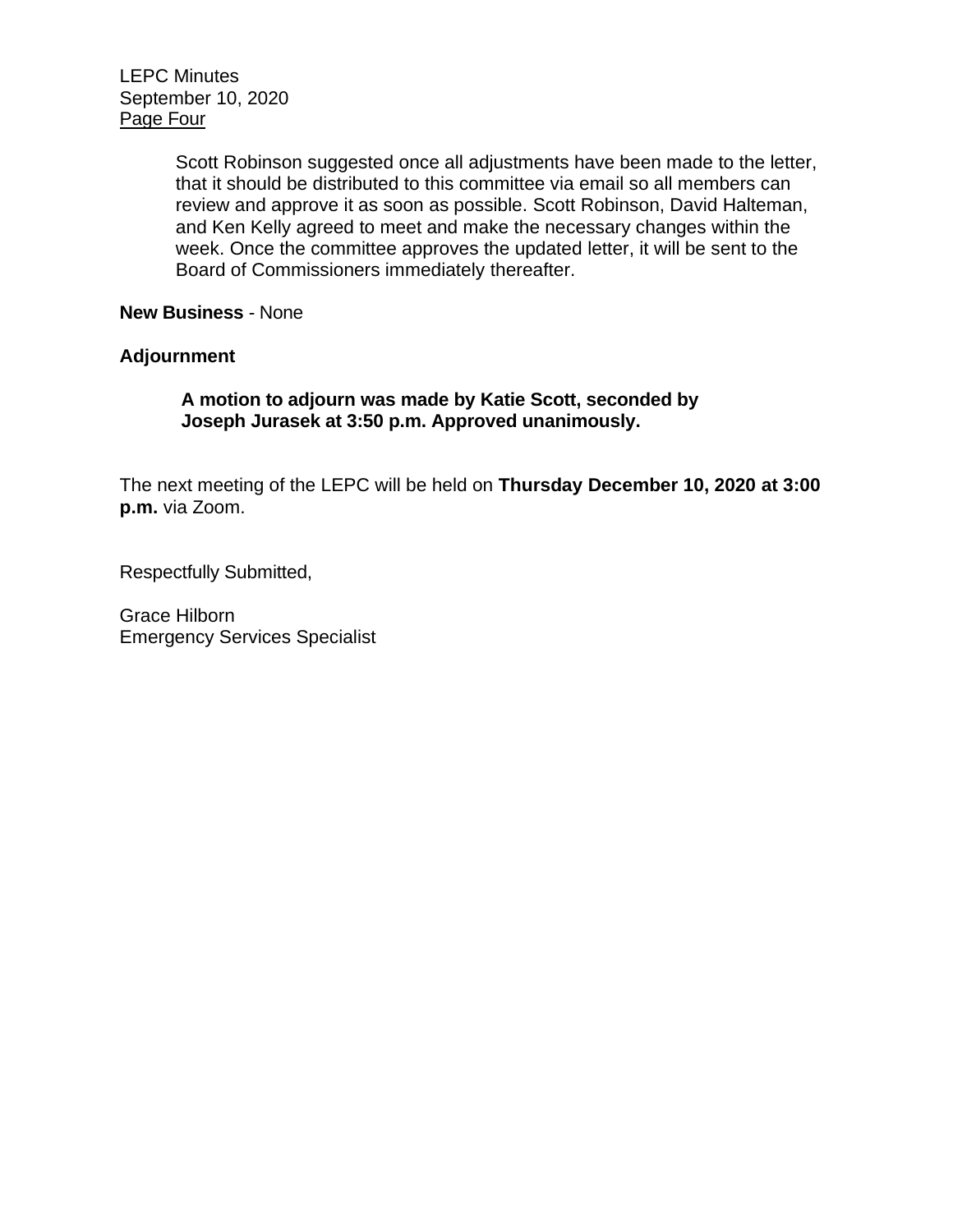Scott Robinson suggested once all adjustments have been made to the letter, that it should be distributed to this committee via email so all members can review and approve it as soon as possible. Scott Robinson, David Halteman, and Ken Kelly agreed to meet and make the necessary changes within the week. Once the committee approves the updated letter, it will be sent to the Board of Commissioners immediately thereafter.

**New Business** - None

**Adjournment**

**A motion to adjourn was made by Katie Scott, seconded by Joseph Jurasek at 3:50 p.m. Approved unanimously.**

The next meeting of the LEPC will be held on **Thursday December 10, 2020 at 3:00 p.m.** via Zoom.

Respectfully Submitted,

Grace Hilborn
Emergency Services Specialist